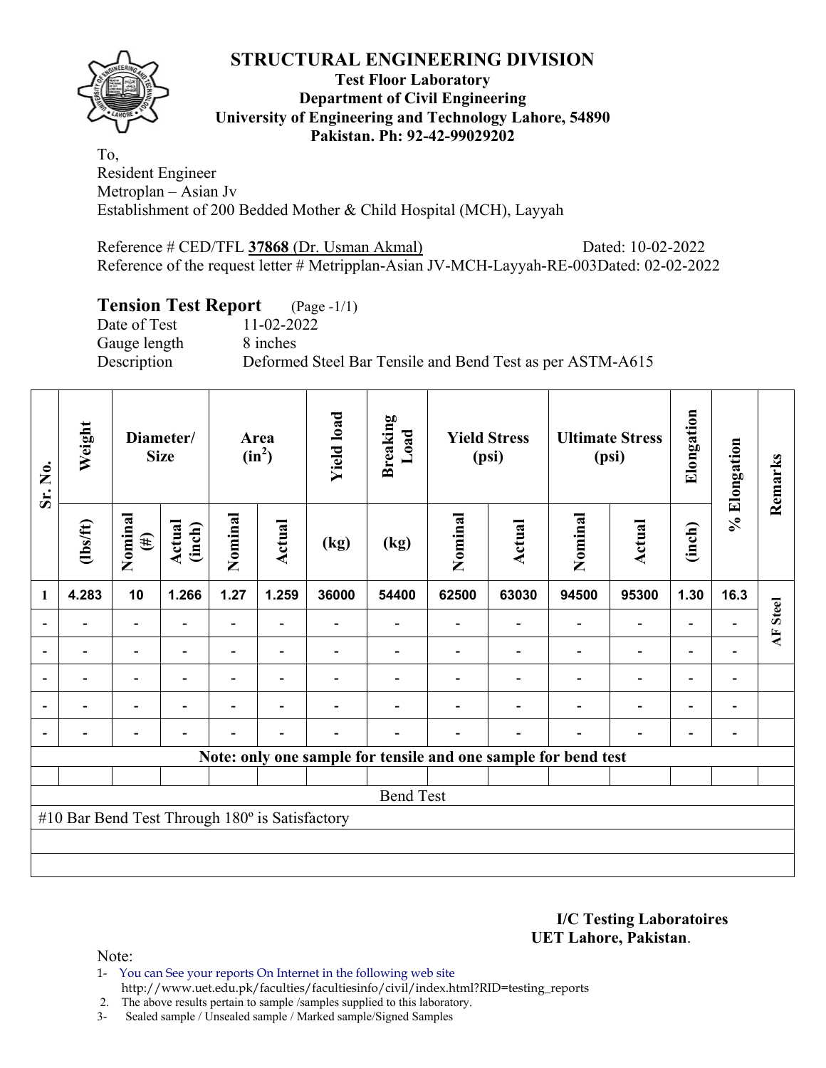# STRUCTURAL ENGINEERING DIVISION

**Test Floor Laboratory**
**Department of Civil Engineering**
**University of Engineering and Technology Lahore, 54890**
**Pakistan. Ph: 92-42-99029202**

To,
Resident Engineer
Metroplan – Asian Jv
Establishment of 200 Bedded Mother & Child Hospital (MCH), Layyah

Reference # CED/TFL **37868** (Dr. Usman Akmal) Dated: 10-02-2022
Reference of the request letter # Metripplan-Asian JV-MCH-Layyah-RE-003Dated: 02-02-2022

## Tension Test Report (Page -1/1)

Date of Test 11-02-2022
Gauge length 8 inches
Description Deformed Steel Bar Tensile and Bend Test as per ASTM-A615

| Sr. No. | Weight | Diameter/ Size | | Area ($in^2$) | | Yield load | Breaking Load | Yield Stress (psi) | | Ultimate Stress (psi) | | Elongation | % Elongation | Remarks |
|---|---|---|---|---|---|---|---|---|---|---|---|---|---|---|
| | (lbs/ft) | Nominal (#) | Actual (inch) | Nominal | Actual | (kg) | (kg) | Nominal | Actual | Nominal | Actual | (inch) | | |
| 1 | 4.283 | 10 | 1.266 | 1.27 | 1.259 | 36000 | 54400 | 62500 | 63030 | 94500 | 95300 | 1.30 | 16.3 | AF Steel |
| - | - | - | - | - | - | - | - | - | - | - | - | - | - | |
| - | - | - | - | - | - | - | - | - | - | - | - | - | - | |
| - | - | - | - | - | - | - | - | - | - | - | - | - | - | |
| - | - | - | - | - | - | - | - | - | - | - | - | - | - | |
| - | - | - | - | - | - | - | - | - | - | - | - | - | - | |

**Note: only one sample for tensile and one sample for bend test**

Bend Test

#10 Bar Bend Test Through 180º is Satisfactory

**I/C Testing Laboratoires**
**UET Lahore, Pakistan**.

Note:
1- You can See your reports On Internet in the following web site
http://www.uet.edu.pk/faculties/facultiesinfo/civil/index.html?RID=testing_reports
2. The above results pertain to sample /samples supplied to this laboratory.
3- Sealed sample / Unsealed sample / Marked sample/Signed Samples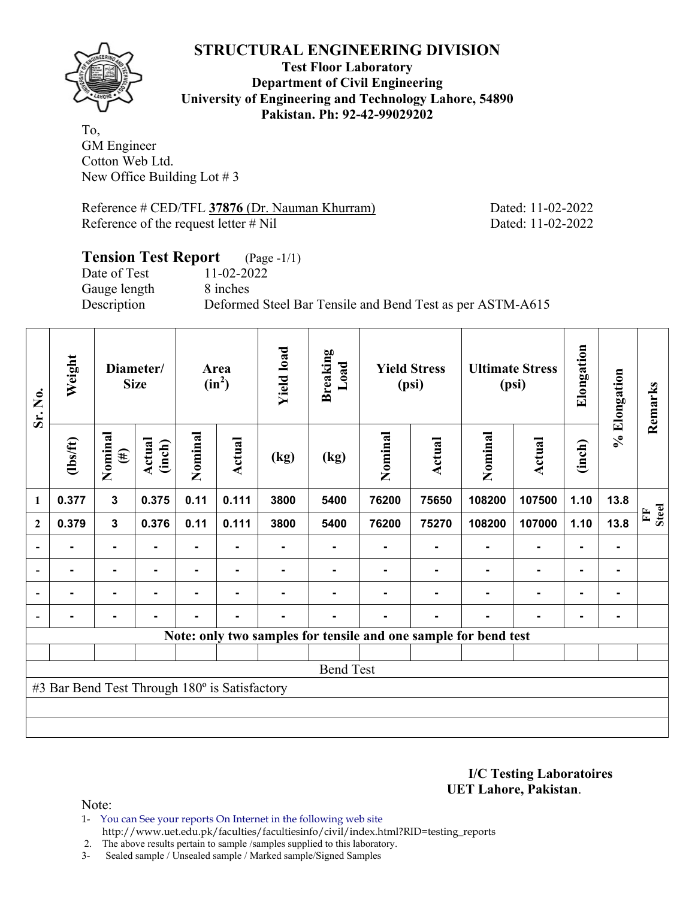# STRUCTURAL ENGINEERING DIVISION

**Test Floor Laboratory**
**Department of Civil Engineering**
**University of Engineering and Technology Lahore, 54890**
**Pakistan. Ph: 92-42-99029202**

To,
GM Engineer
Cotton Web Ltd.
New Office Building Lot # 3

Reference # CED/TFL **37876** (Dr. Nauman Khurram) Dated: 11-02-2022
Reference of the request letter # Nil Dated: 11-02-2022

## Tension Test Report (Page -1/1)

Date of Test 11-02-2022
Gauge length 8 inches
Description Deformed Steel Bar Tensile and Bend Test as per ASTM-A615

| Sr. No. | Weight | Diameter/ Size | | Area ($in^2$) | | Yield load | Breaking Load | Yield Stress (psi) | | Ultimate Stress (psi) | | Elongation | % Elongation | Remarks |
|---|---|---|---|---|---|---|---|---|---|---|---|---|---|---|
| | (lbs/ft) | Nominal (#) | Actual (inch) | Nominal | Actual | (kg) | (kg) | Nominal | Actual | Nominal | Actual | (inch) | | |
| 1 | 0.377 | 3 | 0.375 | 0.11 | 0.111 | 3800 | 5400 | 76200 | 75650 | 108200 | 107500 | 1.10 | 13.8 | FF Steel |
| 2 | 0.379 | 3 | 0.376 | 0.11 | 0.111 | 3800 | 5400 | 76200 | 75270 | 108200 | 107000 | 1.10 | 13.8 | |
| - | - | - | - | - | - | - | - | - | - | - | - | - | - | |
| - | - | - | - | - | - | - | - | - | - | - | - | - | - | |
| - | - | - | - | - | - | - | - | - | - | - | - | - | - | |
| - | - | - | - | - | - | - | - | - | - | - | - | - | - | |

**Note: only two samples for tensile and one sample for bend test**

Bend Test

#3 Bar Bend Test Through 180º is Satisfactory

**I/C Testing Laboratoires**
**UET Lahore, Pakistan**.

Note:
1- You can See your reports On Internet in the following web site
http://www.uet.edu.pk/faculties/facultiesinfo/civil/index.html?RID=testing_reports
2. The above results pertain to sample /samples supplied to this laboratory.
3- Sealed sample / Unsealed sample / Marked sample/Signed Samples